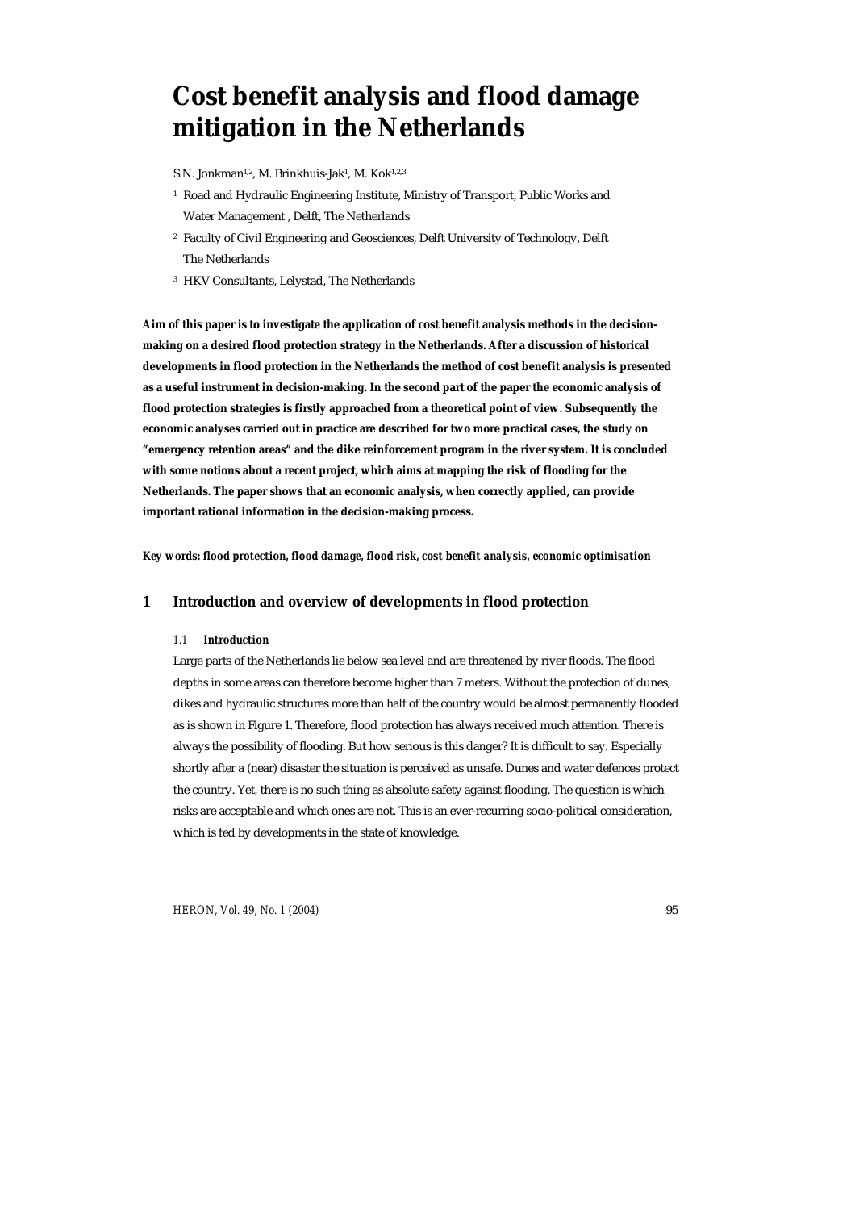# Cost benefit analysis and flood damage mitigation in the Netherlands

S.N. Jonkman[1,2], M. Brinkhuis-Jak[1], M. Kok[1,2,3]

[1] Road and Hydraulic Engineering Institute, Ministry of Transport, Public Works and Water Management , Delft, The Netherlands

[2] Faculty of Civil Engineering and Geosciences, Delft University of Technology, Delft The Netherlands

[3] HKV Consultants, Lelystad, The Netherlands

**Aim of this paper is to investigate the application of cost benefit analysis methods in the decision-making on a desired flood protection strategy in the Netherlands. After a discussion of historical developments in flood protection in the Netherlands the method of cost benefit analysis is presented as a useful instrument in decision-making. In the second part of the paper the economic analysis of flood protection strategies is firstly approached from a theoretical point of view. Subsequently the economic analyses carried out in practice are described for two more practical cases, the study on "emergency retention areas" and the dike reinforcement program in the river system. It is concluded with some notions about a recent project, which aims at mapping the risk of flooding for the Netherlands. The paper shows that an economic analysis, when correctly applied, can provide important rational information in the decision-making process.**

***Key words: flood protection, flood damage, flood risk, cost benefit analysis, economic optimisation***

## 1 Introduction and overview of developments in flood protection

### 1.1 Introduction

Large parts of the Netherlands lie below sea level and are threatened by river floods. The flood depths in some areas can therefore become higher than 7 meters. Without the protection of dunes, dikes and hydraulic structures more than half of the country would be almost permanently flooded as is shown in Figure 1. Therefore, flood protection has always received much attention. There is always the possibility of flooding. But how serious is this danger? It is difficult to say. Especially shortly after a (near) disaster the situation is perceived as unsafe. Dunes and water defences protect the country. Yet, there is no such thing as absolute safety against flooding. The question is which risks are acceptable and which ones are not. This is an ever-recurring socio-political consideration, which is fed by developments in the state of knowledge.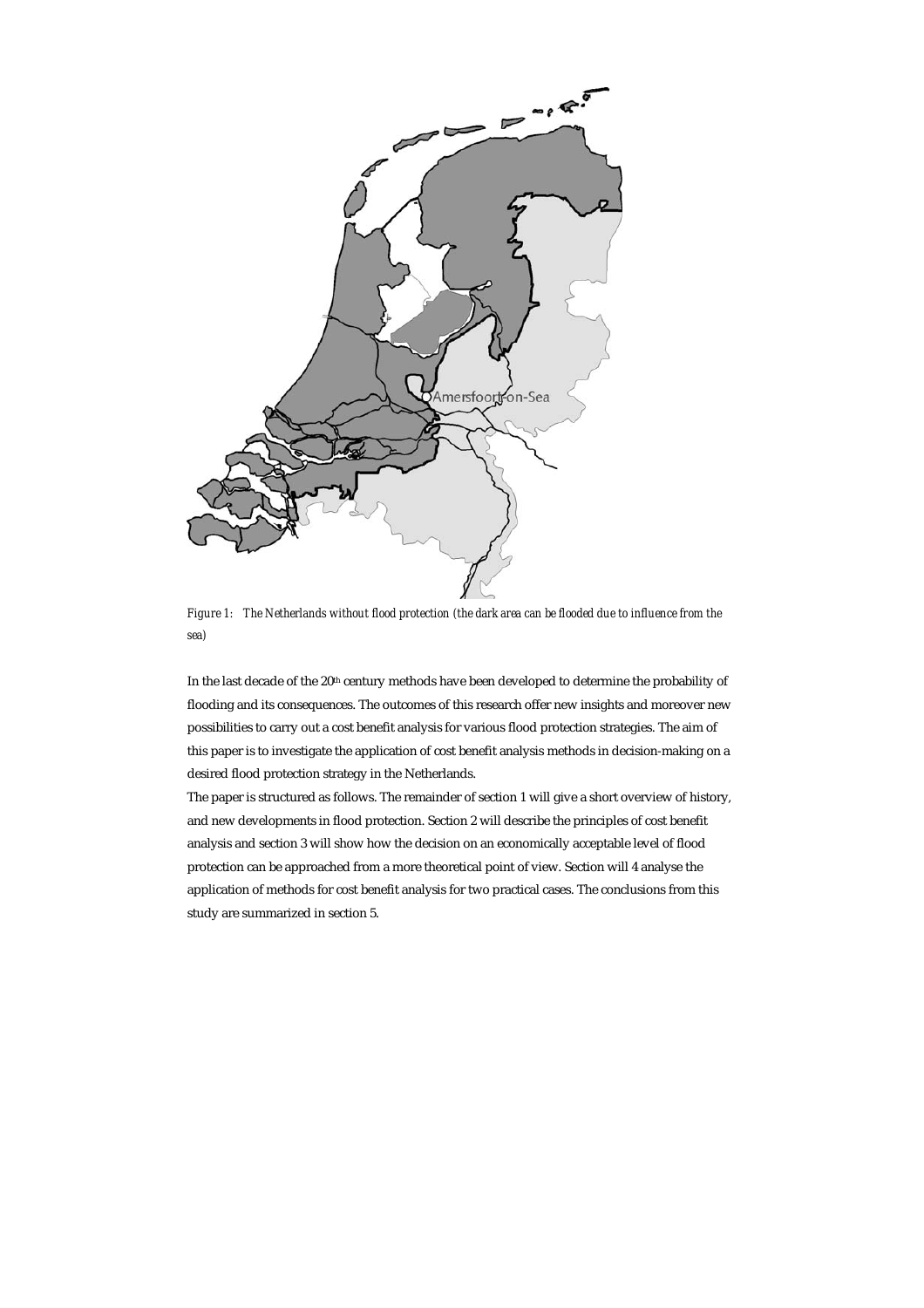*Figure 1: The Netherlands without flood protection (the dark area can be flooded due to influence from the sea)*

In the last decade of the 20th century methods have been developed to determine the probability of flooding and its consequences. The outcomes of this research offer new insights and moreover new possibilities to carry out a cost benefit analysis for various flood protection strategies. The aim of this paper is to investigate the application of cost benefit analysis methods in decision-making on a desired flood protection strategy in the Netherlands.

The paper is structured as follows. The remainder of section 1 will give a short overview of history, and new developments in flood protection. Section 2 will describe the principles of cost benefit analysis and section 3 will show how the decision on an economically acceptable level of flood protection can be approached from a more theoretical point of view. Section will 4 analyse the application of methods for cost benefit analysis for two practical cases. The conclusions from this study are summarized in section 5.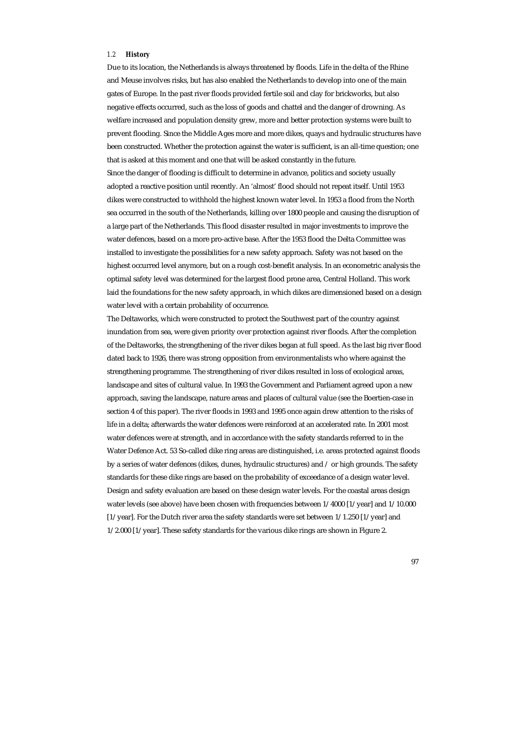### 1.2 History

Due to its location, the Netherlands is always threatened by floods. Life in the delta of the Rhine and Meuse involves risks, but has also enabled the Netherlands to develop into one of the main gates of Europe. In the past river floods provided fertile soil and clay for brickworks, but also negative effects occurred, such as the loss of goods and chattel and the danger of drowning. As welfare increased and population density grew, more and better protection systems were built to prevent flooding. Since the Middle Ages more and more dikes, quays and hydraulic structures have been constructed. Whether the protection against the water is sufficient, is an all-time question; one that is asked at this moment and one that will be asked constantly in the future.

Since the danger of flooding is difficult to determine in advance, politics and society usually adopted a reactive position until recently. An 'almost' flood should not repeat itself. Until 1953 dikes were constructed to withhold the highest known water level. In 1953 a flood from the North sea occurred in the south of the Netherlands, killing over 1800 people and causing the disruption of a large part of the Netherlands. This flood disaster resulted in major investments to improve the water defences, based on a more pro-active base. After the 1953 flood the Delta Committee was installed to investigate the possibilities for a new safety approach. Safety was not based on the highest occurred level anymore, but on a rough cost-benefit analysis. In an econometric analysis the optimal safety level was determined for the largest flood prone area, Central Holland. This work laid the foundations for the new safety approach, in which dikes are dimensioned based on a design water level with a certain probability of occurrence.

The Deltaworks, which were constructed to protect the Southwest part of the country against inundation from sea, were given priority over protection against river floods. After the completion of the Deltaworks, the strengthening of the river dikes began at full speed. As the last big river flood dated back to 1926, there was strong opposition from environmentalists who where against the strengthening programme. The strengthening of river dikes resulted in loss of ecological areas, landscape and sites of cultural value. In 1993 the Government and Parliament agreed upon a new approach, saving the landscape, nature areas and places of cultural value (see the Boertien-case in section 4 of this paper). The river floods in 1993 and 1995 once again drew attention to the risks of life in a delta; afterwards the water defences were reinforced at an accelerated rate. In 2001 most water defences were at strength, and in accordance with the safety standards referred to in the Water Defence Act. 53 So-called dike ring areas are distinguished, i.e. areas protected against floods by a series of water defences (dikes, dunes, hydraulic structures) and / or high grounds. The safety standards for these dike rings are based on the probability of exceedance of a design water level. Design and safety evaluation are based on these design water levels. For the coastal areas design water levels (see above) have been chosen with frequencies between 1/4000 [1/year] and 1/10.000 [1/year]. For the Dutch river area the safety standards were set between 1/1.250 [1/year] and 1/2.000 [1/year]. These safety standards for the various dike rings are shown in Figure 2.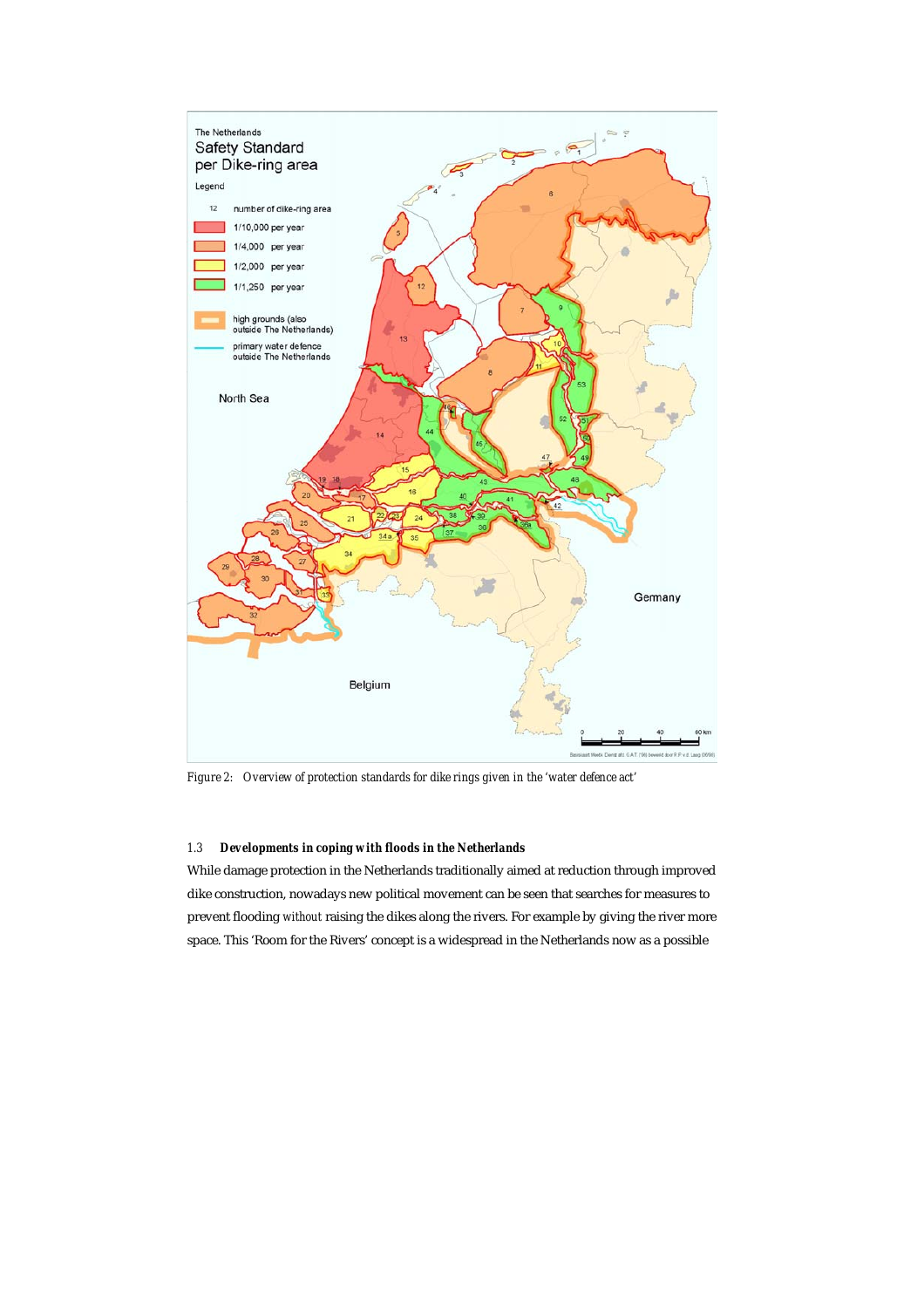*Figure 2: Overview of protection standards for dike rings given in the 'water defence act'*

### 1.3 Developments in coping with floods in the Netherlands

While damage protection in the Netherlands traditionally aimed at reduction through improved dike construction, nowadays new political movement can be seen that searches for measures to prevent flooding *without* raising the dikes along the rivers. For example by giving the river more space. This 'Room for the Rivers' concept is a widespread in the Netherlands now as a possible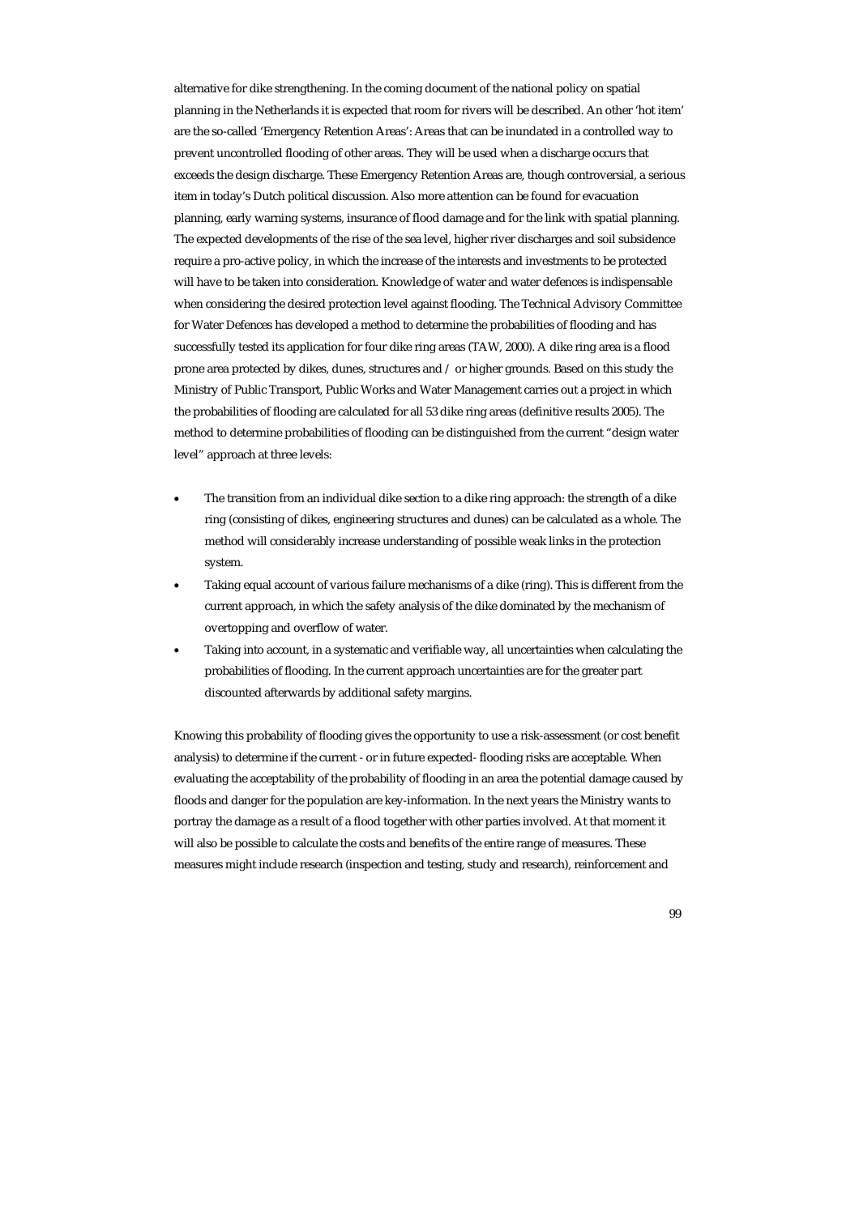alternative for dike strengthening. In the coming document of the national policy on spatial planning in the Netherlands it is expected that room for rivers will be described. An other 'hot item' are the so-called 'Emergency Retention Areas': Areas that can be inundated in a controlled way to prevent uncontrolled flooding of other areas. They will be used when a discharge occurs that exceeds the design discharge. These Emergency Retention Areas are, though controversial, a serious item in today's Dutch political discussion. Also more attention can be found for evacuation planning, early warning systems, insurance of flood damage and for the link with spatial planning. The expected developments of the rise of the sea level, higher river discharges and soil subsidence require a pro-active policy, in which the increase of the interests and investments to be protected will have to be taken into consideration. Knowledge of water and water defences is indispensable when considering the desired protection level against flooding. The Technical Advisory Committee for Water Defences has developed a method to determine the probabilities of flooding and has successfully tested its application for four dike ring areas (TAW, 2000). A dike ring area is a flood prone area protected by dikes, dunes, structures and / or higher grounds. Based on this study the Ministry of Public Transport, Public Works and Water Management carries out a project in which the probabilities of flooding are calculated for all 53 dike ring areas (definitive results 2005). The method to determine probabilities of flooding can be distinguished from the current "design water level" approach at three levels:

- The transition from an individual dike section to a dike ring approach: the strength of a dike ring (consisting of dikes, engineering structures and dunes) can be calculated as a whole. The method will considerably increase understanding of possible weak links in the protection system.
- Taking equal account of various failure mechanisms of a dike (ring). This is different from the current approach, in which the safety analysis of the dike dominated by the mechanism of overtopping and overflow of water.
- Taking into account, in a systematic and verifiable way, all uncertainties when calculating the probabilities of flooding. In the current approach uncertainties are for the greater part discounted afterwards by additional safety margins.

Knowing this probability of flooding gives the opportunity to use a risk-assessment (or cost benefit analysis) to determine if the current - or in future expected- flooding risks are acceptable. When evaluating the acceptability of the probability of flooding in an area the potential damage caused by floods and danger for the population are key-information. In the next years the Ministry wants to portray the damage as a result of a flood together with other parties involved. At that moment it will also be possible to calculate the costs and benefits of the entire range of measures. These measures might include research (inspection and testing, study and research), reinforcement and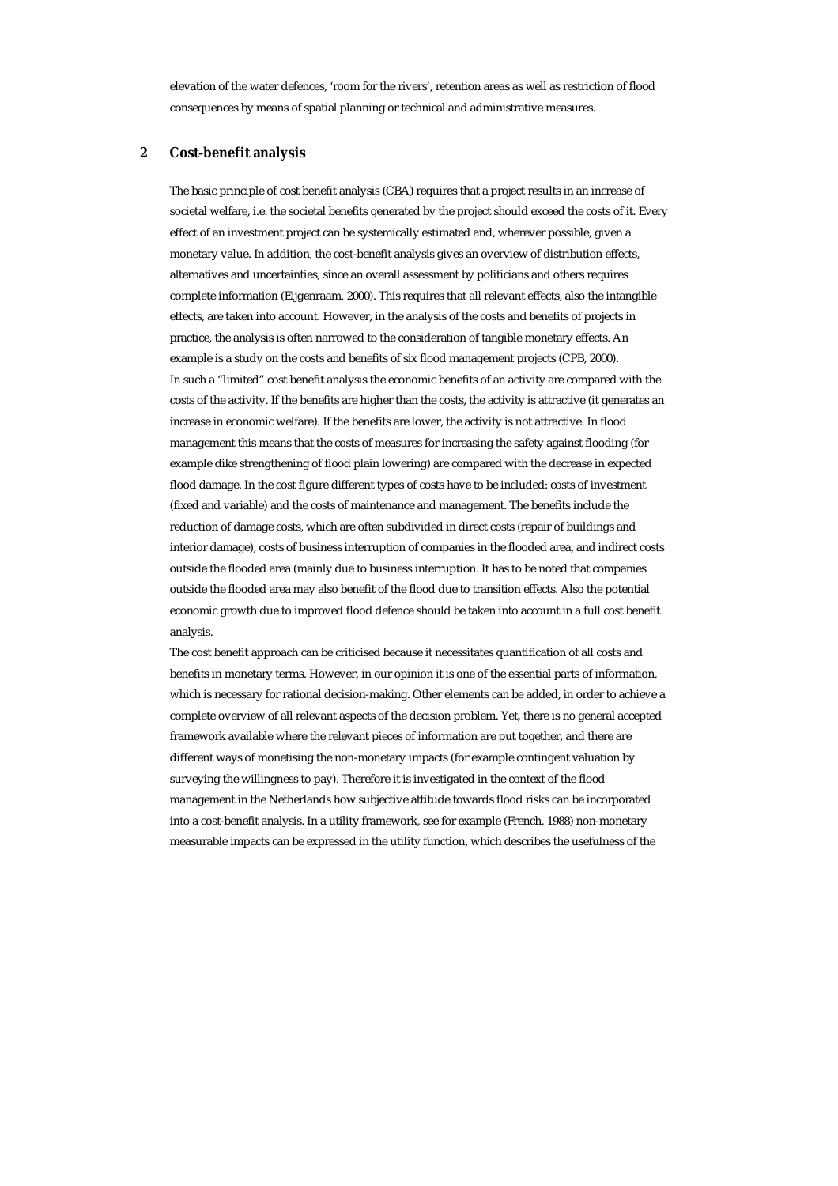elevation of the water defences, 'room for the rivers', retention areas as well as restriction of flood consequences by means of spatial planning or technical and administrative measures.

## 2 Cost-benefit analysis

The basic principle of cost benefit analysis (CBA) requires that a project results in an increase of societal welfare, i.e. the societal benefits generated by the project should exceed the costs of it. Every effect of an investment project can be systemically estimated and, wherever possible, given a monetary value. In addition, the cost-benefit analysis gives an overview of distribution effects, alternatives and uncertainties, since an overall assessment by politicians and others requires complete information (Eijgenraam, 2000). This requires that all relevant effects, also the intangible effects, are taken into account. However, in the analysis of the costs and benefits of projects in practice, the analysis is often narrowed to the consideration of tangible monetary effects. An example is a study on the costs and benefits of six flood management projects (CPB, 2000).

In such a "limited" cost benefit analysis the economic benefits of an activity are compared with the costs of the activity. If the benefits are higher than the costs, the activity is attractive (it generates an increase in economic welfare). If the benefits are lower, the activity is not attractive. In flood management this means that the costs of measures for increasing the safety against flooding (for example dike strengthening of flood plain lowering) are compared with the decrease in expected flood damage. In the cost figure different types of costs have to be included: costs of investment (fixed and variable) and the costs of maintenance and management. The benefits include the reduction of damage costs, which are often subdivided in direct costs (repair of buildings and interior damage), costs of business interruption of companies in the flooded area, and indirect costs outside the flooded area (mainly due to business interruption. It has to be noted that companies outside the flooded area may also benefit of the flood due to transition effects. Also the potential economic growth due to improved flood defence should be taken into account in a full cost benefit analysis.

The cost benefit approach can be criticised because it necessitates quantification of all costs and benefits in monetary terms. However, in our opinion it is one of the essential parts of information, which is necessary for rational decision-making. Other elements can be added, in order to achieve a complete overview of all relevant aspects of the decision problem. Yet, there is no general accepted framework available where the relevant pieces of information are put together, and there are different ways of monetising the non-monetary impacts (for example contingent valuation by surveying the willingness to pay). Therefore it is investigated in the context of the flood management in the Netherlands how subjective attitude towards flood risks can be incorporated into a cost-benefit analysis. In a utility framework, see for example (French, 1988) non-monetary measurable impacts can be expressed in the utility function, which describes the usefulness of the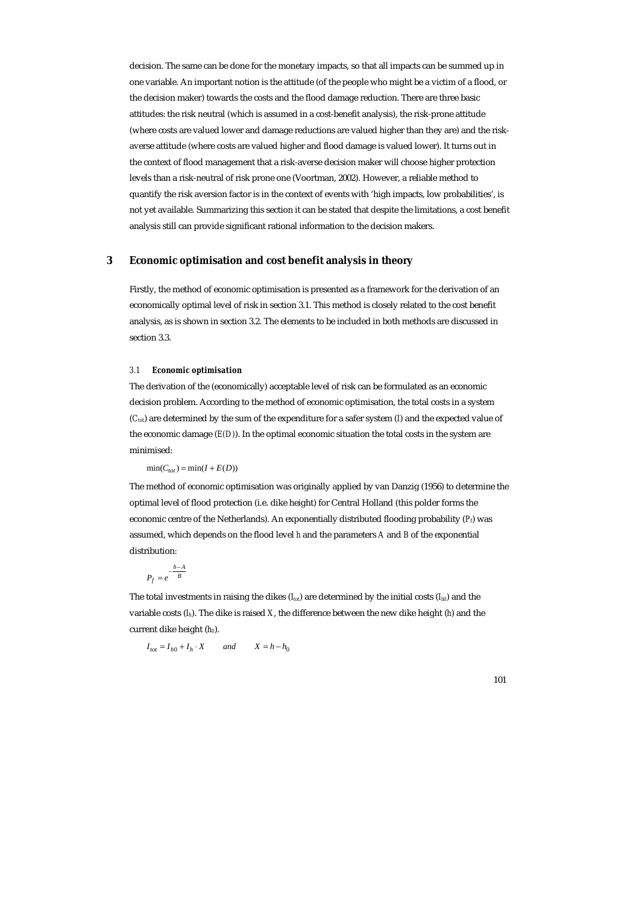decision. The same can be done for the monetary impacts, so that all impacts can be summed up in one variable. An important notion is the attitude (of the people who might be a victim of a flood, or the decision maker) towards the costs and the flood damage reduction. There are three basic attitudes: the risk neutral (which is assumed in a cost-benefit analysis), the risk-prone attitude (where costs are valued lower and damage reductions are valued higher than they are) and the risk-averse attitude (where costs are valued higher and flood damage is valued lower). It turns out in the context of flood management that a risk-averse decision maker will choose higher protection levels than a risk-neutral of risk prone one (Voortman, 2002). However, a reliable method to quantify the risk aversion factor is in the context of events with 'high impacts, low probabilities', is not yet available. Summarizing this section it can be stated that despite the limitations, a cost benefit analysis still can provide significant rational information to the decision makers.

# 3 Economic optimisation and cost benefit analysis in theory

Firstly, the method of economic optimisation is presented as a framework for the derivation of an economically optimal level of risk in section 3.1. This method is closely related to the cost benefit analysis, as is shown in section 3.2. The elements to be included in both methods are discussed in section 3.3.

### 3.1 *Economic optimisation*

The derivation of the (economically) acceptable level of risk can be formulated as an economic decision problem. According to the method of economic optimisation, the total costs in a system ($C_{tot}$) are determined by the sum of the expenditure for a safer system ($I$) and the expected value of the economic damage ($E(D)$). In the optimal economic situation the total costs in the system are minimised:

$$\min(C_{tot}) = \min(I + E(D))$$

The method of economic optimisation was originally applied by van Danzig (1956) to determine the optimal level of flood protection (i.e. dike height) for Central Holland (this polder forms the economic centre of the Netherlands). An exponentially distributed flooding probability ($P_f$) was assumed, which depends on the flood level $h$ and the parameters $A$ and $B$ of the exponential distribution:

$$P_f = e^{-\frac{h-A}{B}}$$

The total investments in raising the dikes ($I_{tot}$) are determined by the initial costs ($I_{h0}$) and the variable costs ($I_h$). The dike is raised $X$, the difference between the new dike height ($h$) and the current dike height ($h_0$).

$$I_{tot} = I_{h0} + I_h \cdot X \qquad and \qquad X = h - h_0$$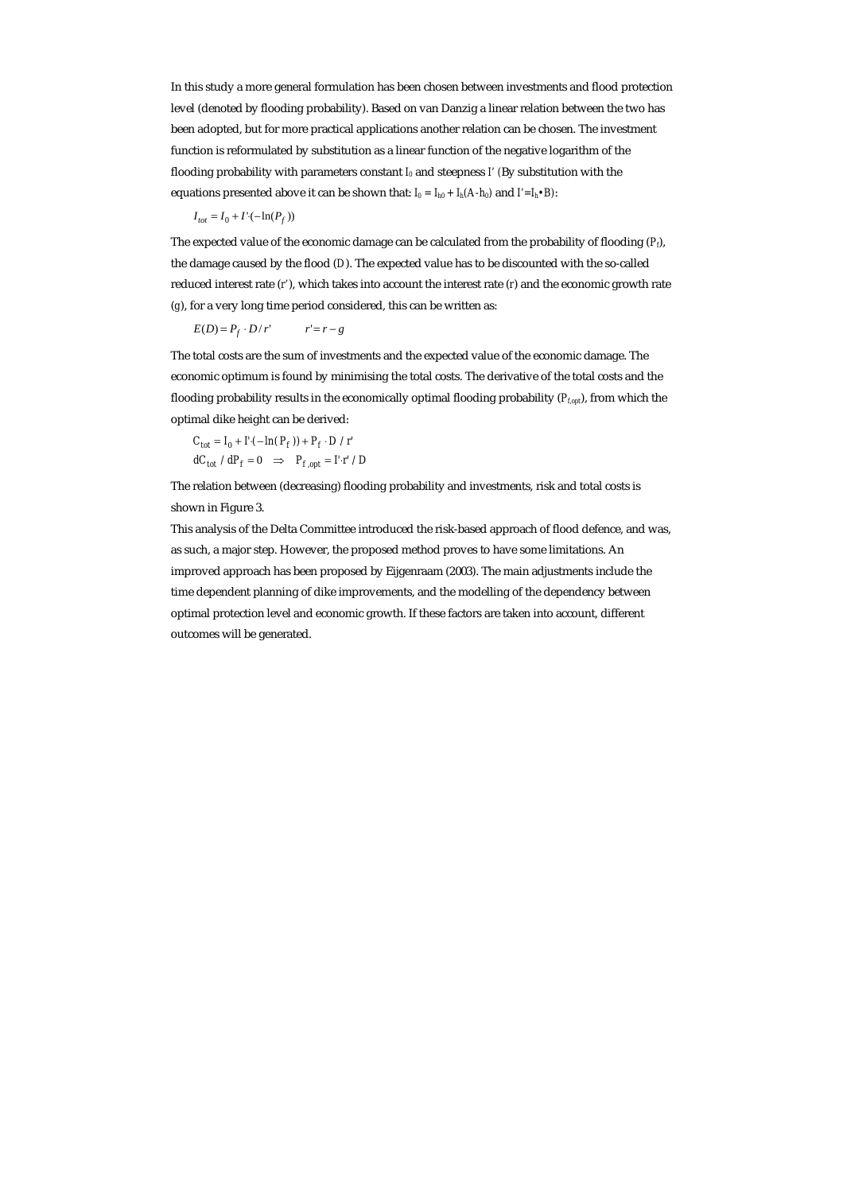In this study a more general formulation has been chosen between investments and flood protection level (denoted by flooding probability). Based on van Danzig a linear relation between the two has been adopted, but for more practical applications another relation can be chosen. The investment function is reformulated by substitution as a linear function of the negative logarithm of the flooding probability with parameters constant $I_0$ and steepness $I'$ (By substitution with the equations presented above it can be shown that: $I_0 = I_{h0} + I_h(A\text{-}h_0)$ and $I'=I_h \cdot B$):

$$I_{tot} = I_0 + I' \cdot (-\ln(P_f))$$

The expected value of the economic damage can be calculated from the probability of flooding ($P_f$), the damage caused by the flood ($D$). The expected value has to be discounted with the so-called reduced interest rate ($r'$), which takes into account the interest rate ($r$) and the economic growth rate ($g$), for a very long time period considered, this can be written as:

$$E(D) = P_f \cdot D / r' \qquad r' = r - g$$

The total costs are the sum of investments and the expected value of the economic damage. The economic optimum is found by minimising the total costs. The derivative of the total costs and the flooding probability results in the economically optimal flooding probability ($P_{f,opt}$), from which the optimal dike height can be derived:

$$C_{tot} = I_0 + I' \cdot (-\ln(P_f)) + P_f \cdot D / r'$$

$$dC_{tot} / dP_f = 0 \quad \Rightarrow \quad P_{f,opt} = I' \cdot r' / D$$

The relation between (decreasing) flooding probability and investments, risk and total costs is shown in Figure 3.

This analysis of the Delta Committee introduced the risk-based approach of flood defence, and was, as such, a major step. However, the proposed method proves to have some limitations. An improved approach has been proposed by Eijgenraam (2003). The main adjustments include the time dependent planning of dike improvements, and the modelling of the dependency between optimal protection level and economic growth. If these factors are taken into account, different outcomes will be generated.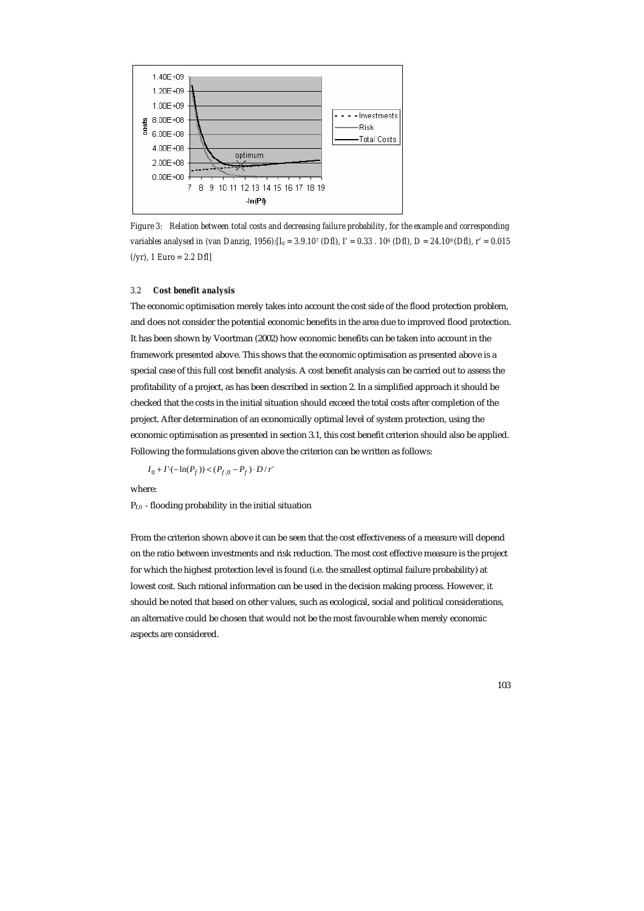*Figure 3: Relation between total costs and decreasing failure probability, for the example and corresponding variables analysed in (van Danzig, 1956):[$I_0$ = 3.9.10[7] (Dfl), I' = 0.33 . 10[6] (Dfl), D = 24.10[9] (Dfl), r' = 0.015 (/yr), 1 Euro = 2.2 Dfl]*

### 3.2 *Cost benefit analysis*

The economic optimisation merely takes into account the cost side of the flood protection problem, and does not consider the potential economic benefits in the area due to improved flood protection. It has been shown by Voortman (2002) how economic benefits can be taken into account in the framework presented above. This shows that the economic optimisation as presented above is a special case of this full cost benefit analysis. A cost benefit analysis can be carried out to assess the profitability of a project, as has been described in section 2. In a simplified approach it should be checked that the costs in the initial situation should exceed the total costs after completion of the project. After determination of an economically optimal level of system protection, using the economic optimisation as presented in section 3.1, this cost benefit criterion should also be applied. Following the formulations given above the criterion can be written as follows:

$$I_0 + I' \cdot (-\ln(P_f)) < (P_{f,0} - P_f) \cdot D / r'$$

where:

$P_{f,0}$ - flooding probability in the initial situation

From the criterion shown above it can be seen that the cost effectiveness of a measure will depend on the ratio between investments and risk reduction. The most cost effective measure is the project for which the highest protection level is found (i.e. the smallest optimal failure probability) at lowest cost. Such rational information can be used in the decision making process. However, it should be noted that based on other values, such as ecological, social and political considerations, an alternative could be chosen that would not be the most favourable when merely economic aspects are considered.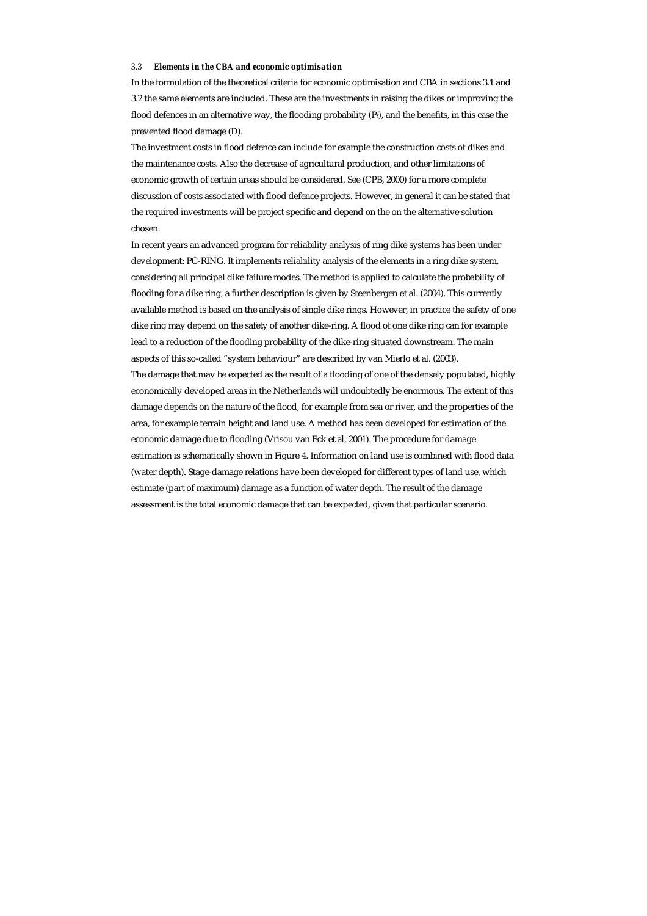### 3.3 *Elements in the CBA and economic optimisation*

In the formulation of the theoretical criteria for economic optimisation and CBA in sections 3.1 and 3.2 the same elements are included. These are the investments in raising the dikes or improving the flood defences in an alternative way, the flooding probability ($P_f$), and the benefits, in this case the prevented flood damage (D).

The investment costs in flood defence can include for example the construction costs of dikes and the maintenance costs. Also the decrease of agricultural production, and other limitations of economic growth of certain areas should be considered. See (CPB, 2000) for a more complete discussion of costs associated with flood defence projects. However, in general it can be stated that the required investments will be project specific and depend on the on the alternative solution chosen.

In recent years an advanced program for reliability analysis of ring dike systems has been under development: PC-RING. It implements reliability analysis of the elements in a ring dike system, considering all principal dike failure modes. The method is applied to calculate the probability of flooding for a dike ring, a further description is given by Steenbergen et al. (2004). This currently available method is based on the analysis of single dike rings. However, in practice the safety of one dike ring may depend on the safety of another dike-ring. A flood of one dike ring can for example lead to a reduction of the flooding probability of the dike-ring situated downstream. The main aspects of this so-called "system behaviour" are described by van Mierlo et al. (2003).

The damage that may be expected as the result of a flooding of one of the densely populated, highly economically developed areas in the Netherlands will undoubtedly be enormous. The extent of this damage depends on the nature of the flood, for example from sea or river, and the properties of the area, for example terrain height and land use. A method has been developed for estimation of the economic damage due to flooding (Vrisou van Eck et al, 2001). The procedure for damage estimation is schematically shown in Figure 4. Information on land use is combined with flood data (water depth). Stage-damage relations have been developed for different types of land use, which estimate (part of maximum) damage as a function of water depth. The result of the damage assessment is the total economic damage that can be expected, given that particular scenario.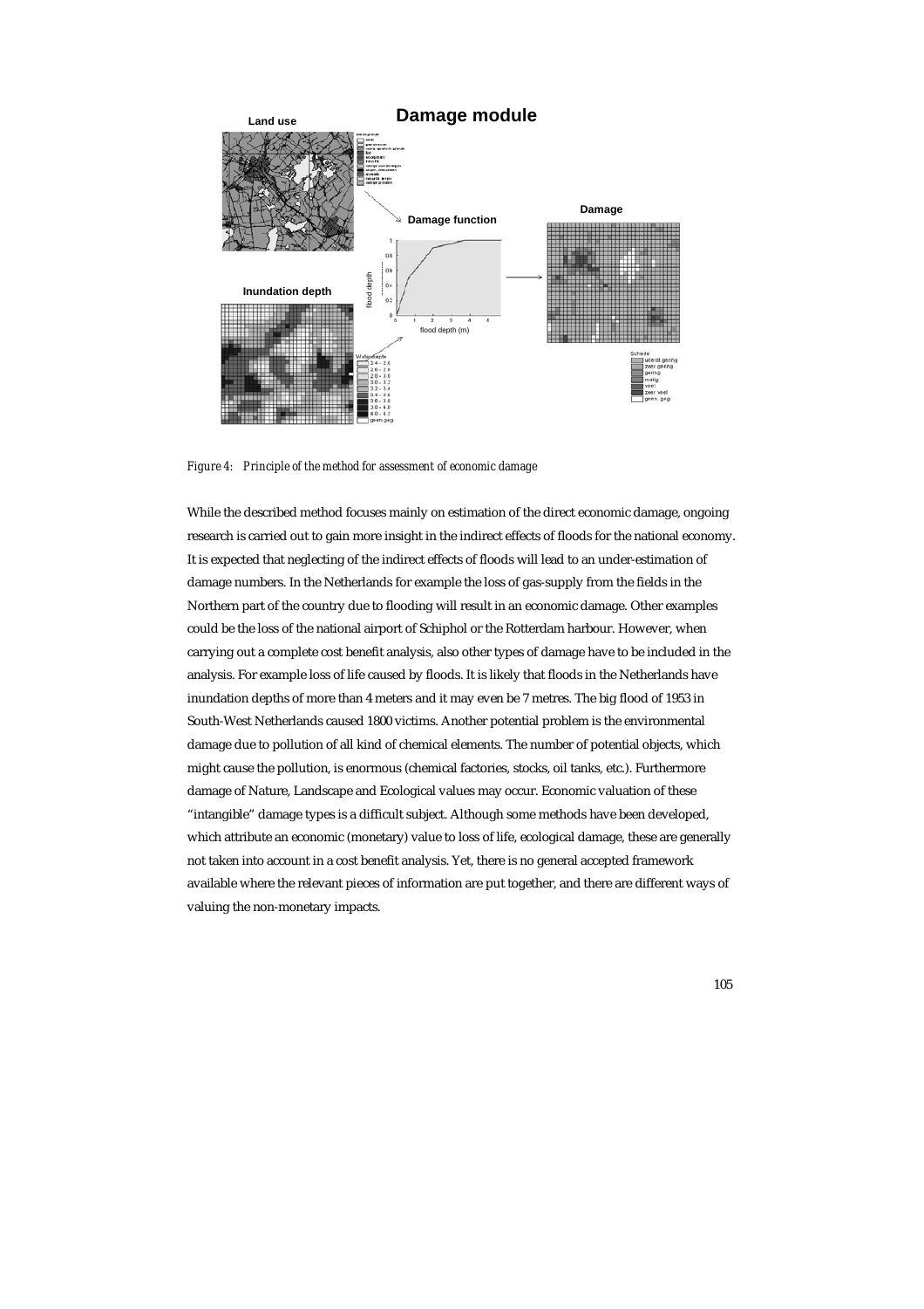*Figure 4: Principle of the method for assessment of economic damage*

While the described method focuses mainly on estimation of the direct economic damage, ongoing research is carried out to gain more insight in the indirect effects of floods for the national economy. It is expected that neglecting of the indirect effects of floods will lead to an under-estimation of damage numbers. In the Netherlands for example the loss of gas-supply from the fields in the Northern part of the country due to flooding will result in an economic damage. Other examples could be the loss of the national airport of Schiphol or the Rotterdam harbour. However, when carrying out a complete cost benefit analysis, also other types of damage have to be included in the analysis. For example loss of life caused by floods. It is likely that floods in the Netherlands have inundation depths of more than 4 meters and it may even be 7 metres. The big flood of 1953 in South-West Netherlands caused 1800 victims. Another potential problem is the environmental damage due to pollution of all kind of chemical elements. The number of potential objects, which might cause the pollution, is enormous (chemical factories, stocks, oil tanks, etc.). Furthermore damage of Nature, Landscape and Ecological values may occur. Economic valuation of these "intangible" damage types is a difficult subject. Although some methods have been developed, which attribute an economic (monetary) value to loss of life, ecological damage, these are generally not taken into account in a cost benefit analysis. Yet, there is no general accepted framework available where the relevant pieces of information are put together, and there are different ways of valuing the non-monetary impacts.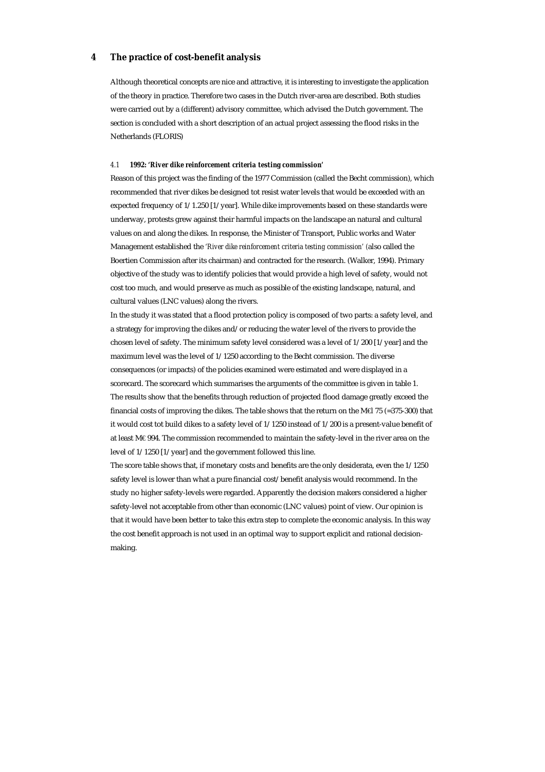# 4 The practice of cost-benefit analysis

Although theoretical concepts are nice and attractive, it is interesting to investigate the application of the theory in practice. Therefore two cases in the Dutch river-area are described. Both studies were carried out by a (different) advisory committee, which advised the Dutch government. The section is concluded with a short description of an actual project assessing the flood risks in the Netherlands (FLORIS)

### *4.1* **1992: '*River dike reinforcement criteria testing commission*'**

Reason of this project was the finding of the 1977 Commission (called the Becht commission), which recommended that river dikes be designed tot resist water levels that would be exceeded with an expected frequency of 1/1.250 [1/year]. While dike improvements based on these standards were underway, protests grew against their harmful impacts on the landscape an natural and cultural values on and along the dikes. In response, the Minister of Transport, Public works and Water Management established the '*River dike reinforcement criteria testing commission*' (also called the Boertien Commission after its chairman) and contracted for the research. (Walker, 1994). Primary objective of the study was to identify policies that would provide a high level of safety, would not cost too much, and would preserve as much as possible of the existing landscape, natural, and cultural values (LNC values) along the rivers.

In the study it was stated that a flood protection policy is composed of two parts: a safety level, and a strategy for improving the dikes and/or reducing the water level of the rivers to provide the chosen level of safety. The minimum safety level considered was a level of 1/200 [1/year] and the maximum level was the level of 1/1250 according to the Becht commission. The diverse consequences (or impacts) of the policies examined were estimated and were displayed in a scorecard. The scorecard which summarises the arguments of the committee is given in table 1.

The results show that the benefits through reduction of projected flood damage greatly exceed the financial costs of improving the dikes. The table shows that the return on the M€l 75 (=375-300) that it would cost tot build dikes to a safety level of 1/1250 instead of 1/200 is a present-value benefit of at least M€ 994. The commission recommended to maintain the safety-level in the river area on the level of 1/1250 [1/year] and the government followed this line.

The score table shows that, if monetary costs and benefits are the only desiderata, even the 1/1250 safety level is lower than what a pure financial cost/benefit analysis would recommend. In the study no higher safety-levels were regarded. Apparently the decision makers considered a higher safety-level not acceptable from other than economic (LNC values) point of view. Our opinion is that it would have been better to take this extra step to complete the economic analysis. In this way the cost benefit approach is not used in an optimal way to support explicit and rational decision-making.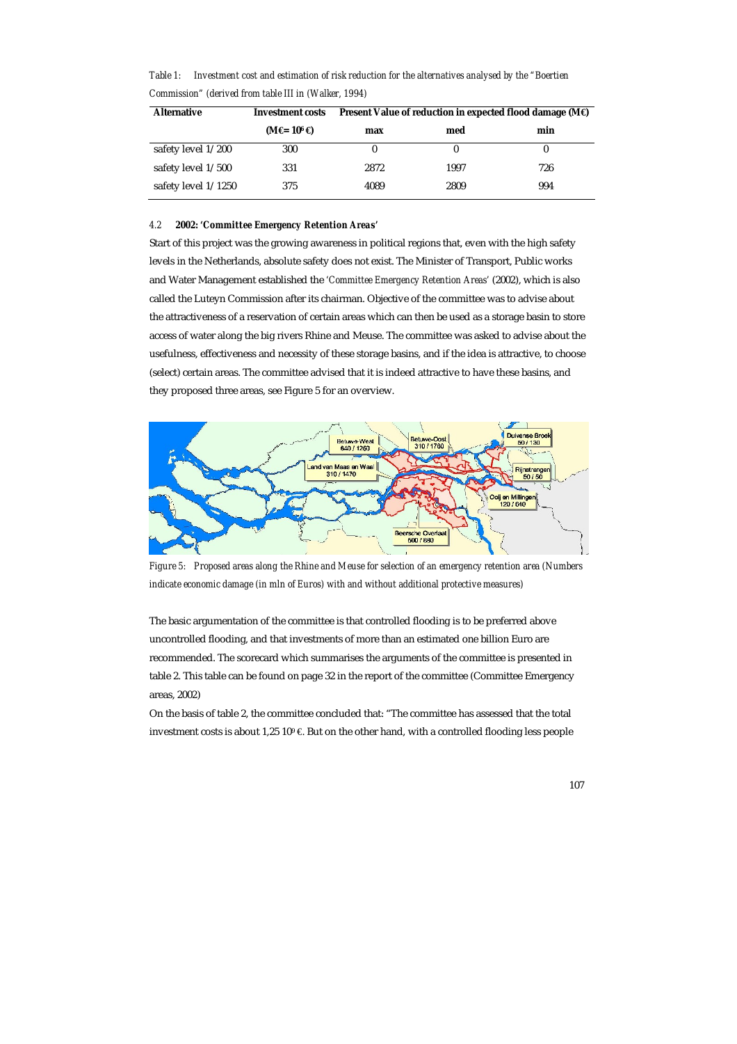*Table 1: Investment cost and estimation of risk reduction for the alternatives analysed by the "Boertien Commission" (derived from table III in (Walker, 1994)*

| Alternative | Investment costs | Present Value of reduction in expected flood damage (M€) | | |
|---|---|---|---|---|
| | (M€= $10^6$ €) | max | med | min |
| safety level 1/200 | 300 | 0 | 0 | 0 |
| safety level 1/500 | 331 | 2872 | 1997 | 726 |
| safety level 1/1250 | 375 | 4089 | 2809 | 994 |

### 4.2 2002: '*Committee Emergency Retention Areas*'

Start of this project was the growing awareness in political regions that, even with the high safety levels in the Netherlands, absolute safety does not exist. The Minister of Transport, Public works and Water Management established the '*Committee Emergency Retention Areas*' (2002), which is also called the Luteyn Commission after its chairman. Objective of the committee was to advise about the attractiveness of a reservation of certain areas which can then be used as a storage basin to store access of water along the big rivers Rhine and Meuse. The committee was asked to advise about the usefulness, effectiveness and necessity of these storage basins, and if the idea is attractive, to choose (select) certain areas. The committee advised that it is indeed attractive to have these basins, and they proposed three areas, see Figure 5 for an overview.

*Figure 5: Proposed areas along the Rhine and Meuse for selection of an emergency retention area (Numbers indicate economic damage (in mln of Euros) with and without additional protective measures)*

The basic argumentation of the committee is that controlled flooding is to be preferred above uncontrolled flooding, and that investments of more than an estimated one billion Euro are recommended. The scorecard which summarises the arguments of the committee is presented in table 2. This table can be found on page 32 in the report of the committee (Committee Emergency areas, 2002)

On the basis of table 2, the committee concluded that: "The committee has assessed that the total investment costs is about 1,25 $10^9$ €. But on the other hand, with a controlled flooding less people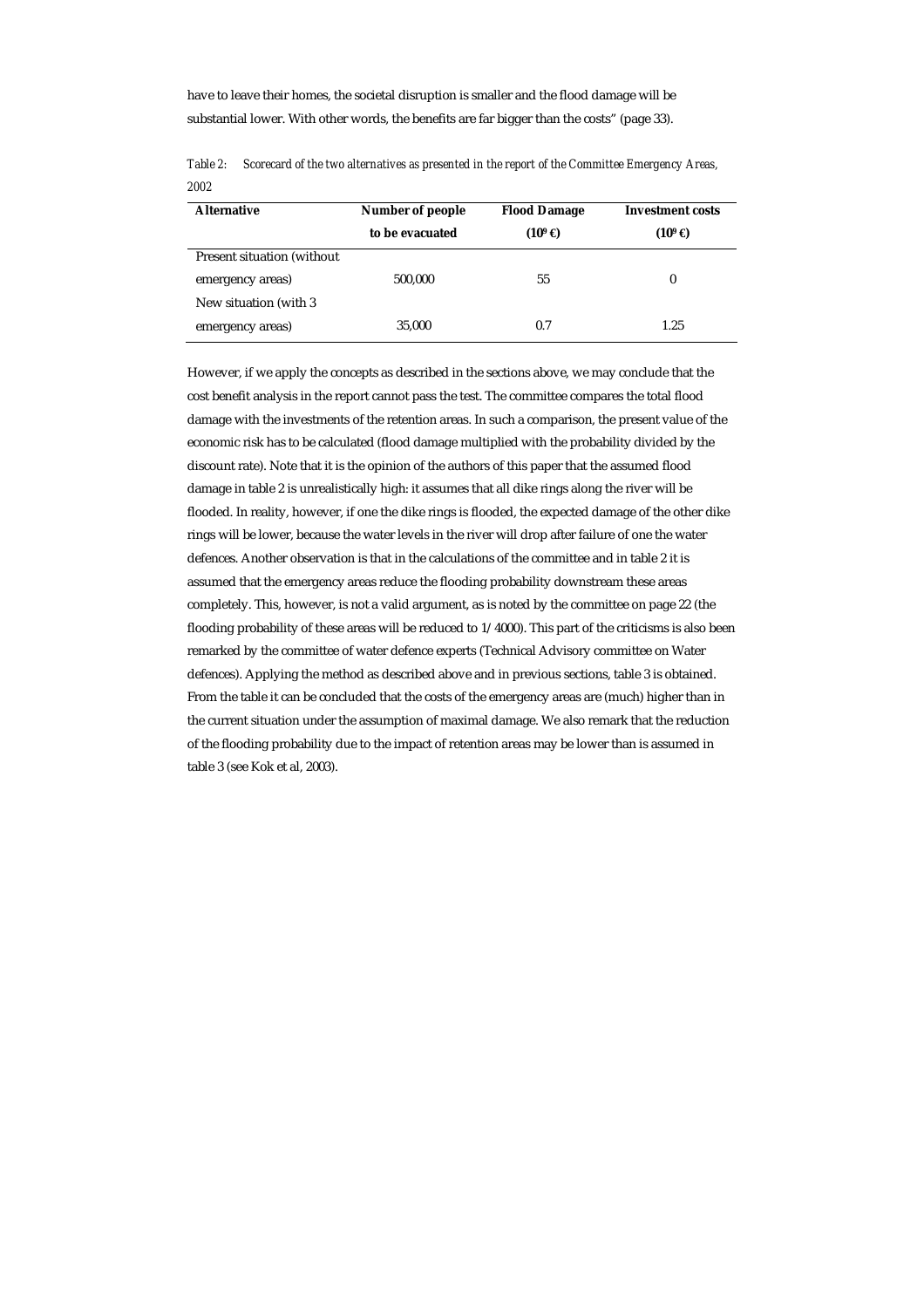have to leave their homes, the societal disruption is smaller and the flood damage will be substantial lower. With other words, the benefits are far bigger than the costs" (page 33).

*Table 2: Scorecard of the two alternatives as presented in the report of the Committee Emergency Areas, 2002*

| Alternative | Number of people to be evacuated | Flood Damage ($10^9$ €) | Investment costs ($10^9$ €) |
|---|---|---|---|
| Present situation (without emergency areas) | 500,000 | 55 | 0 |
| New situation (with 3 emergency areas) | 35,000 | 0.7 | 1.25 |

However, if we apply the concepts as described in the sections above, we may conclude that the cost benefit analysis in the report cannot pass the test. The committee compares the total flood damage with the investments of the retention areas. In such a comparison, the present value of the economic risk has to be calculated (flood damage multiplied with the probability divided by the discount rate). Note that it is the opinion of the authors of this paper that the assumed flood damage in table 2 is unrealistically high: it assumes that all dike rings along the river will be flooded. In reality, however, if one the dike rings is flooded, the expected damage of the other dike rings will be lower, because the water levels in the river will drop after failure of one the water defences. Another observation is that in the calculations of the committee and in table 2 it is assumed that the emergency areas reduce the flooding probability downstream these areas completely. This, however, is not a valid argument, as is noted by the committee on page 22 (the flooding probability of these areas will be reduced to 1/4000). This part of the criticisms is also been remarked by the committee of water defence experts (Technical Advisory committee on Water defences). Applying the method as described above and in previous sections, table 3 is obtained. From the table it can be concluded that the costs of the emergency areas are (much) higher than in the current situation under the assumption of maximal damage. We also remark that the reduction of the flooding probability due to the impact of retention areas may be lower than is assumed in table 3 (see Kok et al, 2003).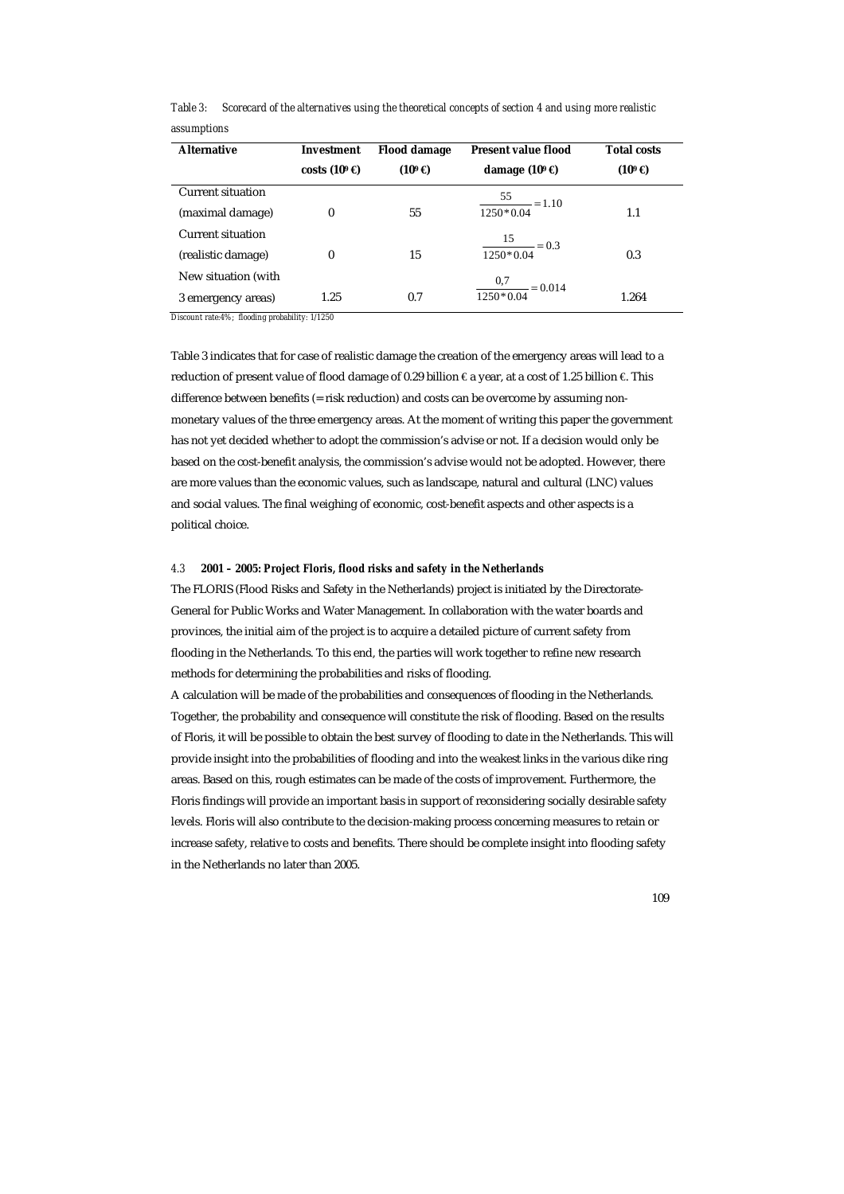*Table 3: Scorecard of the alternatives using the theoretical concepts of section 4 and using more realistic assumptions*

| **Alternative** | **Investment costs ($10^9$ €)** | **Flood damage ($10^9$ €)** | **Present value flood damage ($10^9$ €)** | **Total costs ($10^9$ €)** |
|---|---|---|---|---|
| Current situation (maximal damage) | 0 | 55 | $\frac{55}{1250*0.04} = 1.10$ | 1.1 |
| Current situation (realistic damage) | 0 | 15 | $\frac{15}{1250*0.04} = 0.3$ | 0.3 |
| New situation (with 3 emergency areas) | 1.25 | 0.7 | $\frac{0,7}{1250*0.04} = 0.014$ | 1.264 |

Discount rate:4%; flooding probability: 1/1250

Table 3 indicates that for case of realistic damage the creation of the emergency areas will lead to a reduction of present value of flood damage of 0.29 billion € a year, at a cost of 1.25 billion €. This difference between benefits (= risk reduction) and costs can be overcome by assuming non-monetary values of the three emergency areas. At the moment of writing this paper the government has not yet decided whether to adopt the commission's advise or not. If a decision would only be based on the cost-benefit analysis, the commission's advise would not be adopted. However, there are more values than the economic values, such as landscape, natural and cultural (LNC) values and social values. The final weighing of economic, cost-benefit aspects and other aspects is a political choice.

### *4.3* ***2001 – 2005: Project Floris, flood risks and safety in the Netherlands***

The FLORIS (Flood Risks and Safety in the Netherlands) project is initiated by the Directorate-General for Public Works and Water Management. In collaboration with the water boards and provinces, the initial aim of the project is to acquire a detailed picture of current safety from flooding in the Netherlands. To this end, the parties will work together to refine new research methods for determining the probabilities and risks of flooding.

A calculation will be made of the probabilities and consequences of flooding in the Netherlands. Together, the probability and consequence will constitute the risk of flooding. Based on the results of Floris, it will be possible to obtain the best survey of flooding to date in the Netherlands. This will provide insight into the probabilities of flooding and into the weakest links in the various dike ring areas. Based on this, rough estimates can be made of the costs of improvement. Furthermore, the Floris findings will provide an important basis in support of reconsidering socially desirable safety levels. Floris will also contribute to the decision-making process concerning measures to retain or increase safety, relative to costs and benefits. There should be complete insight into flooding safety in the Netherlands no later than 2005.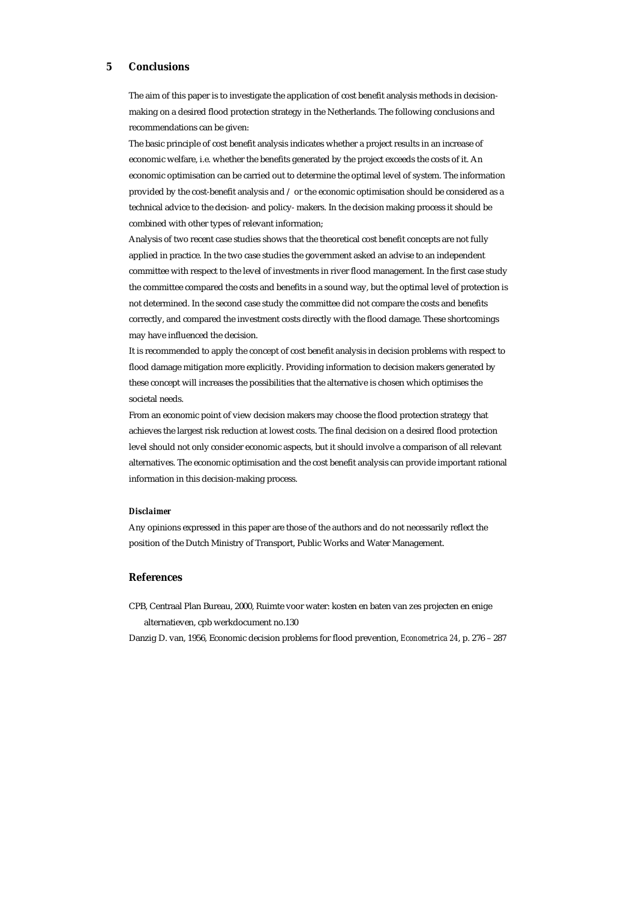## 5 Conclusions

The aim of this paper is to investigate the application of cost benefit analysis methods in decision-making on a desired flood protection strategy in the Netherlands. The following conclusions and recommendations can be given:

The basic principle of cost benefit analysis indicates whether a project results in an increase of economic welfare, i.e. whether the benefits generated by the project exceeds the costs of it. An economic optimisation can be carried out to determine the optimal level of system. The information provided by the cost-benefit analysis and / or the economic optimisation should be considered as a technical advice to the decision- and policy- makers. In the decision making process it should be combined with other types of relevant information;

Analysis of two recent case studies shows that the theoretical cost benefit concepts are not fully applied in practice. In the two case studies the government asked an advise to an independent committee with respect to the level of investments in river flood management. In the first case study the committee compared the costs and benefits in a sound way, but the optimal level of protection is not determined. In the second case study the committee did not compare the costs and benefits correctly, and compared the investment costs directly with the flood damage. These shortcomings may have influenced the decision.

It is recommended to apply the concept of cost benefit analysis in decision problems with respect to flood damage mitigation more explicitly. Providing information to decision makers generated by these concept will increases the possibilities that the alternative is chosen which optimises the societal needs.

From an economic point of view decision makers may choose the flood protection strategy that achieves the largest risk reduction at lowest costs. The final decision on a desired flood protection level should not only consider economic aspects, but it should involve a comparison of all relevant alternatives. The economic optimisation and the cost benefit analysis can provide important rational information in this decision-making process.

#### *Disclaimer*

Any opinions expressed in this paper are those of the authors and do not necessarily reflect the position of the Dutch Ministry of Transport, Public Works and Water Management.

## References

CPB, Centraal Plan Bureau, 2000, Ruimte voor water: kosten en baten van zes projecten en enige alternatieven, cpb werkdocument no.130

Danzig D. van, 1956, Economic decision problems for flood prevention, *Econometrica 24*, p. 276 – 287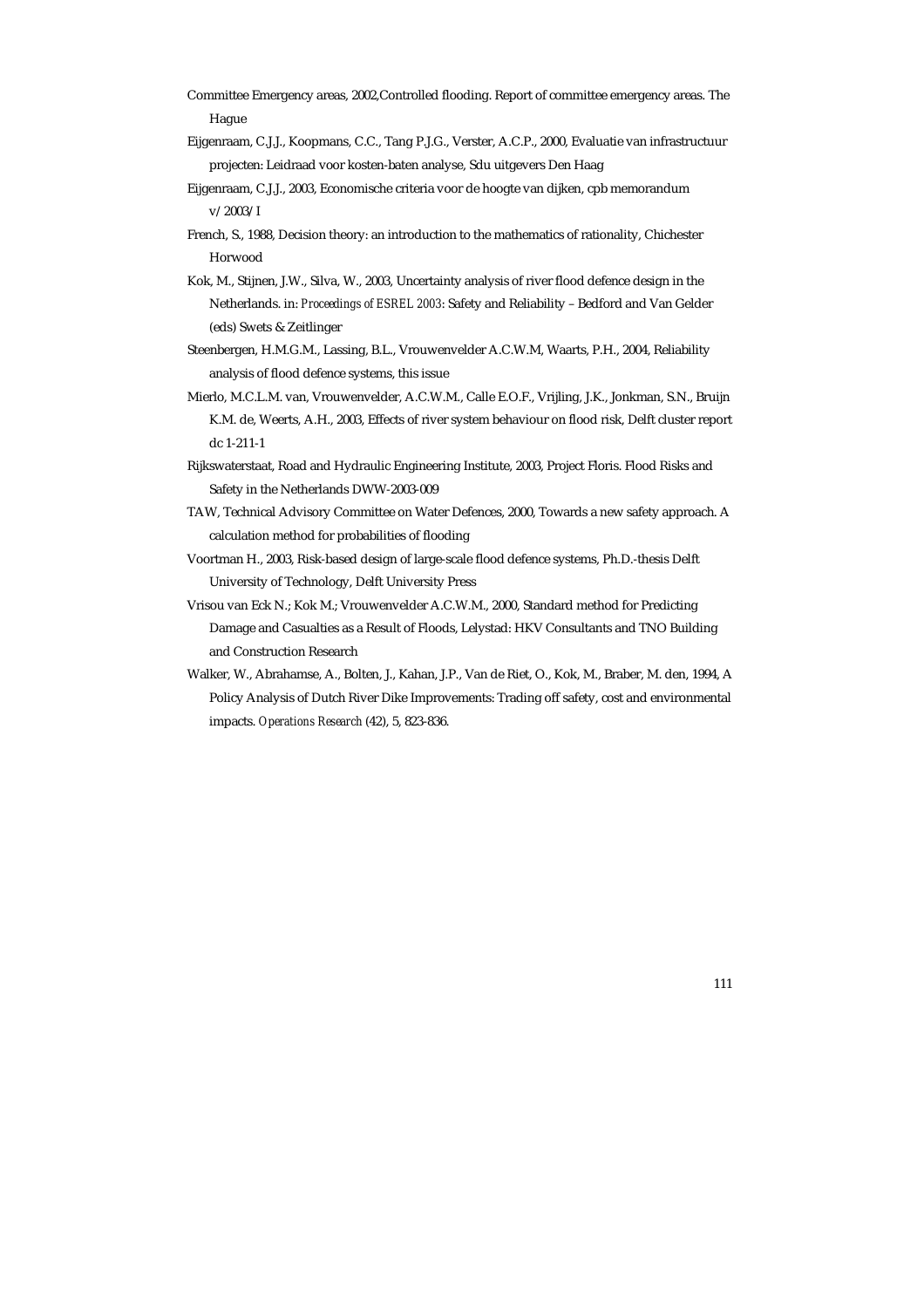Committee Emergency areas, 2002,Controlled flooding. Report of committee emergency areas. The Hague

Eijgenraam, C.J.J., Koopmans, C.C., Tang P.J.G., Verster, A.C.P., 2000, Evaluatie van infrastructuur projecten: Leidraad voor kosten-baten analyse, Sdu uitgevers Den Haag

Eijgenraam, C.J.J., 2003, Economische criteria voor de hoogte van dijken, cpb memorandum v/2003/I

French, S., 1988, Decision theory: an introduction to the mathematics of rationality, Chichester Horwood

Kok, M., Stijnen, J.W., Silva, W., 2003, Uncertainty analysis of river flood defence design in the Netherlands. in: *Proceedings of ESREL 2003*: Safety and Reliability – Bedford and Van Gelder (eds) Swets & Zeitlinger

Steenbergen, H.M.G.M., Lassing, B.L., Vrouwenvelder A.C.W.M, Waarts, P.H., 2004, Reliability analysis of flood defence systems, this issue

Mierlo, M.C.L.M. van, Vrouwenvelder, A.C.W.M., Calle E.O.F., Vrijling, J.K., Jonkman, S.N., Bruijn K.M. de, Weerts, A.H., 2003, Effects of river system behaviour on flood risk, Delft cluster report dc 1-211-1

Rijkswaterstaat, Road and Hydraulic Engineering Institute, 2003, Project Floris. Flood Risks and Safety in the Netherlands DWW-2003-009

TAW, Technical Advisory Committee on Water Defences, 2000, Towards a new safety approach. A calculation method for probabilities of flooding

Voortman H., 2003, Risk-based design of large-scale flood defence systems, Ph.D.-thesis Delft University of Technology, Delft University Press

Vrisou van Eck N.; Kok M.; Vrouwenvelder A.C.W.M., 2000, Standard method for Predicting Damage and Casualties as a Result of Floods, Lelystad: HKV Consultants and TNO Building and Construction Research

Walker, W., Abrahamse, A., Bolten, J., Kahan, J.P., Van de Riet, O., Kok, M., Braber, M. den, 1994, A Policy Analysis of Dutch River Dike Improvements: Trading off safety, cost and environmental impacts. *Operations Research* (42), 5, 823-836.